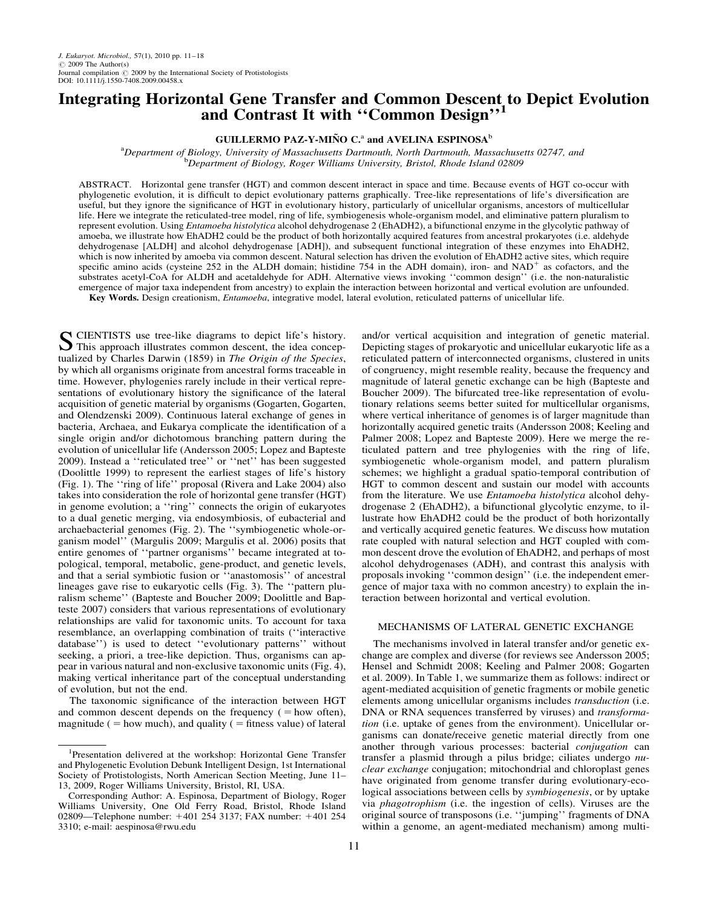# Integrating Horizontal Gene Transfer and Common Descent to Depict Evolution and Contrast It with ''Common Design''[1]

GUILLERMO PAZ-Y-MIÑO C.[a] and AVELINA ESPINOSA[b]

[a]Department of Biology, University of Massachusetts Dartmouth, North Dartmouth, Massachusetts 02747, and
[b]Department of Biology, Roger Williams University, Bristol, Rhode Island 02809

ABSTRACT. Horizontal gene transfer (HGT) and common descent interact in space and time. Because events of HGT co-occur with phylogenetic evolution, it is difficult to depict evolutionary patterns graphically. Tree-like representations of life's diversification are useful, but they ignore the significance of HGT in evolutionary history, particularly of unicellular organisms, ancestors of multicellular life. Here we integrate the reticulated-tree model, ring of life, symbiogenesis whole-organism model, and eliminative pattern pluralism to represent evolution. Using *Entamoeba histolytica* alcohol dehydrogenase 2 (EhADH2), a bifunctional enzyme in the glycolytic pathway of amoeba, we illustrate how EhADH2 could be the product of both horizontally acquired features from ancestral prokaryotes (i.e. aldehyde dehydrogenase [ALDH] and alcohol dehydrogenase [ADH]), and subsequent functional integration of these enzymes into EhADH2, which is now inherited by amoeba via common descent. Natural selection has driven the evolution of EhADH2 active sites, which require specific amino acids (cysteine 252 in the ALDH domain; histidine 754 in the ADH domain), iron- and $NAD^+$ as cofactors, and the substrates acetyl-CoA for ALDH and acetaldehyde for ADH. Alternative views invoking ''common design'' (i.e. the non-naturalistic emergence of major taxa independent from ancestry) to explain the interaction between horizontal and vertical evolution are unfounded.

**Key Words.** Design creationism, *Entamoeba*, integrative model, lateral evolution, reticulated patterns of unicellular life.

SCIENTISTS use tree-like diagrams to depict life's history. This approach illustrates common descent, the idea conceptualized by Charles Darwin (1859) in *The Origin of the Species*, by which all organisms originate from ancestral forms traceable in time. However, phylogenies rarely include in their vertical representations of evolutionary history the significance of the lateral acquisition of genetic material by organisms (Gogarten, Gogarten, and Olendzenski 2009). Continuous lateral exchange of genes in bacteria, Archaea, and Eukarya complicate the identification of a single origin and/or dichotomous branching pattern during the evolution of unicellular life (Andersson 2005; Lopez and Bapteste 2009). Instead a ''reticulated tree'' or ''net'' has been suggested (Doolittle 1999) to represent the earliest stages of life's history (Fig. 1). The ''ring of life'' proposal (Rivera and Lake 2004) also takes into consideration the role of horizontal gene transfer (HGT) in genome evolution; a ''ring'' connects the origin of eukaryotes to a dual genetic merging, via endosymbiosis, of eubacterial and archaebacterial genomes (Fig. 2). The ''symbiogenetic whole-organism model'' (Margulis 2009; Margulis et al. 2006) posits that entire genomes of ''partner organisms'' became integrated at topological, temporal, metabolic, gene-product, and genetic levels, and that a serial symbiotic fusion or ''anastomosis'' of ancestral lineages gave rise to eukaryotic cells (Fig. 3). The ''pattern pluralism scheme'' (Bapteste and Boucher 2009; Doolittle and Bapteste 2007) considers that various representations of evolutionary relationships are valid for taxonomic units. To account for taxa resemblance, an overlapping combination of traits (''interactive database'') is used to detect ''evolutionary patterns'' without seeking, a priori, a tree-like depiction. Thus, organisms can appear in various natural and non-exclusive taxonomic units (Fig. 4), making vertical inheritance part of the conceptual understanding of evolution, but not the end.

The taxonomic significance of the interaction between HGT and common descent depends on the frequency (= how often), magnitude (= how much), and quality (= fitness value) of lateral and/or vertical acquisition and integration of genetic material. Depicting stages of prokaryotic and unicellular eukaryotic life as a reticulated pattern of interconnected organisms, clustered in units of congruency, might resemble reality, because the frequency and magnitude of lateral genetic exchange can be high (Bapteste and Boucher 2009). The bifurcated tree-like representation of evolutionary relations seems better suited for multicellular organisms, where vertical inheritance of genomes is of larger magnitude than horizontally acquired genetic traits (Andersson 2008; Keeling and Palmer 2008; Lopez and Bapteste 2009). Here we merge the reticulated pattern and tree phylogenies with the ring of life, symbiogenetic whole-organism model, and pattern pluralism schemes; we highlight a gradual spatio-temporal contribution of HGT to common descent and sustain our model with accounts from the literature. We use *Entamoeba histolytica* alcohol dehydrogenase 2 (EhADH2), a bifunctional glycolytic enzyme, to illustrate how EhADH2 could be the product of both horizontally and vertically acquired genetic features. We discuss how mutation rate coupled with natural selection and HGT coupled with common descent drove the evolution of EhADH2, and perhaps of most alcohol dehydrogenases (ADH), and contrast this analysis with proposals invoking ''common design'' (i.e. the independent emergence of major taxa with no common ancestry) to explain the interaction between horizontal and vertical evolution.

## MECHANISMS OF LATERAL GENETIC EXCHANGE

The mechanisms involved in lateral transfer and/or genetic exchange are complex and diverse (for reviews see Andersson 2005; Hensel and Schmidt 2008; Keeling and Palmer 2008; Gogarten et al. 2009). In Table 1, we summarize them as follows: indirect or agent-mediated acquisition of genetic fragments or mobile genetic elements among unicellular organisms includes *transduction* (i.e. DNA or RNA sequences transferred by viruses) and *transformation* (i.e. uptake of genes from the environment). Unicellular organisms can donate/receive genetic material directly from one another through various processes: bacterial *conjugation* can transfer a plasmid through a pilus bridge; ciliates undergo *nuclear exchange* conjugation; mitochondrial and chloroplast genes have originated from genome transfer during evolutionary-ecological associations between cells by *symbiogenesis*, or by uptake via *phagotrophism* (i.e. the ingestion of cells). Viruses are the original source of transposons (i.e. ''jumping'' fragments of DNA within a genome, an agent-mediated mechanism) among multi-

[1]Presentation delivered at the workshop: Horizontal Gene Transfer and Phylogenetic Evolution Debunk Intelligent Design, 1st International Society of Protistologists, North American Section Meeting, June 11–13, 2009, Roger Williams University, Bristol, RI, USA.

Corresponding Author: A. Espinosa, Department of Biology, Roger Williams University, One Old Ferry Road, Bristol, Rhode Island 02809—Telephone number: +401 254 3137; FAX number: +401 254 3310; e-mail: aespinosa@rwu.edu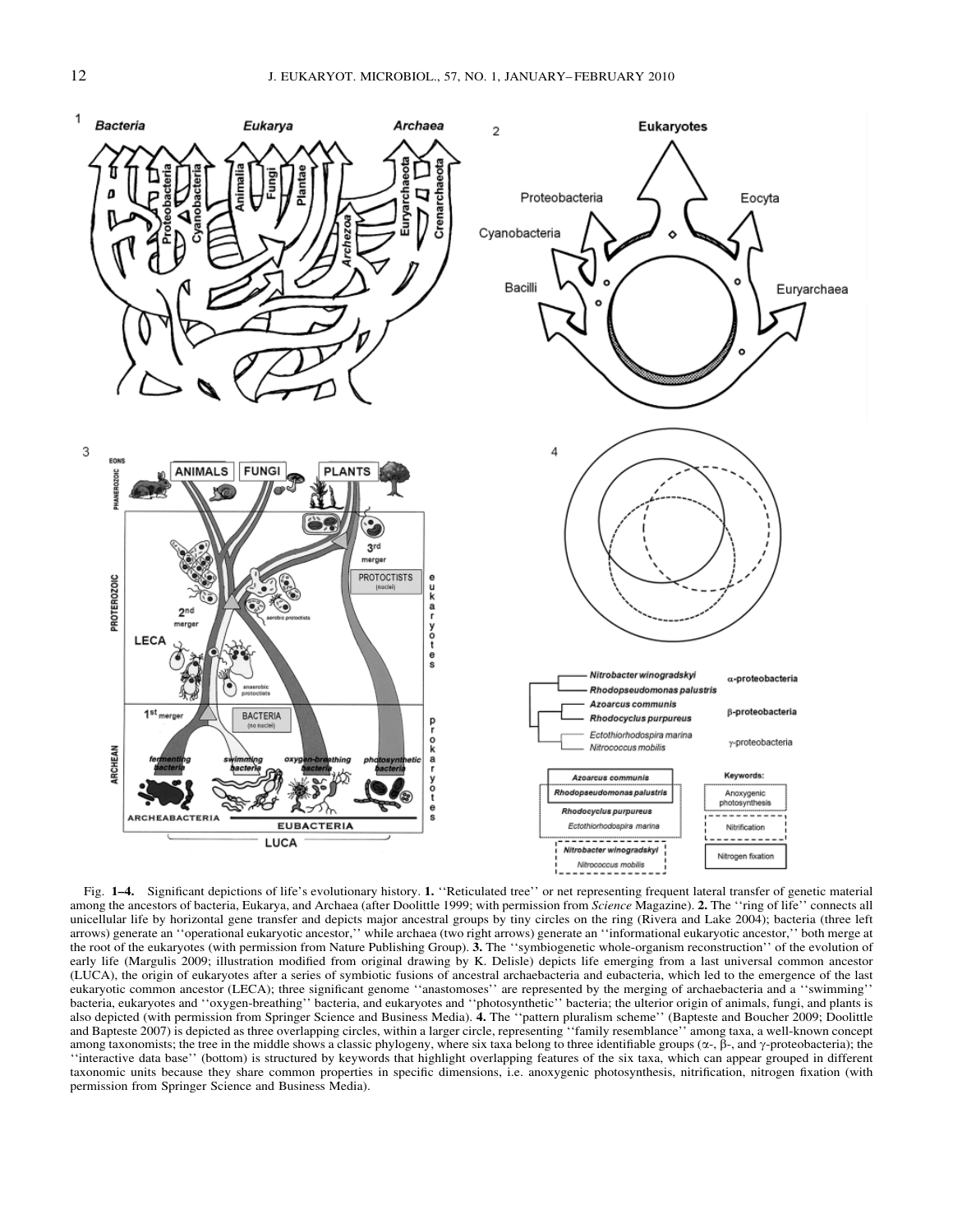Fig. 1–4. Significant depictions of life's evolutionary history. **1.** ''Reticulated tree'' or net representing frequent lateral transfer of genetic material among the ancestors of bacteria, Eukarya, and Archaea (after Doolittle 1999; with permission from *Science* Magazine). **2.** The ''ring of life'' connects all unicellular life by horizontal gene transfer and depicts major ancestral groups by tiny circles on the ring (Rivera and Lake 2004); bacteria (three left arrows) generate an ''operational eukaryotic ancestor,'' while archaea (two right arrows) generate an ''informational eukaryotic ancestor,'' both merge at the root of the eukaryotes (with permission from Nature Publishing Group). **3.** The ''symbiogenetic whole-organism reconstruction'' of the evolution of early life (Margulis 2009; illustration modified from original drawing by K. Delisle) depicts life emerging from a last universal common ancestor (LUCA), the origin of eukaryotes after a series of symbiotic fusions of ancestral archaebacteria and eubacteria, which led to the emergence of the last eukaryotic common ancestor (LECA); three significant genome ''anastomoses'' are represented by the merging of archaebacteria and a ''swimming'' bacteria, eukaryotes and ''oxygen-breathing'' bacteria, and eukaryotes and ''photosynthetic'' bacteria; the ulterior origin of animals, fungi, and plants is also depicted (with permission from Springer Science and Business Media). **4.** The ''pattern pluralism scheme'' (Bapteste and Boucher 2009; Doolittle and Bapteste 2007) is depicted as three overlapping circles, within a larger circle, representing ''family resemblance'' among taxa, a well-known concept among taxonomists; the tree in the middle shows a classic phylogeny, where six taxa belong to three identifiable groups ($\alpha$-, $\beta$-, and $\gamma$-proteobacteria); the ''interactive data base'' (bottom) is structured by keywords that highlight overlapping features of the six taxa, which can appear grouped in different taxonomic units because they share common properties in specific dimensions, i.e. anoxygenic photosynthesis, nitrification, nitrogen fixation (with permission from Springer Science and Business Media).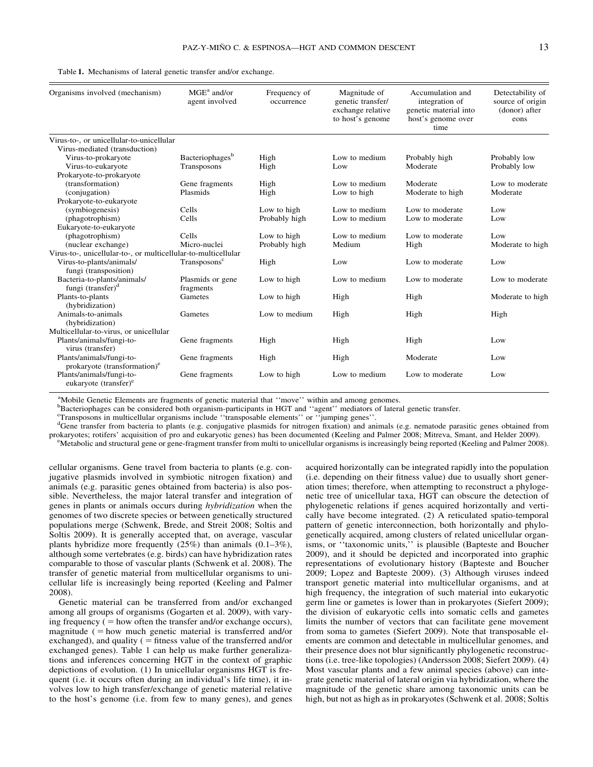Table **1.** Mechanisms of lateral genetic transfer and/or exchange.

| Organisms involved (mechanism) | MGE[a] and/or agent involved | Frequency of occurrence | Magnitude of genetic transfer/ exchange relative to host's genome | Accumulation and integration of genetic material into host's genome over time | Detectability of source of origin (donor) after eons |
|---|---|---|---|---|---|
| Virus-to-, or unicellular-to-unicellular | | | | | |
| Virus-mediated (transduction) | | | | | |
| Virus-to-prokaryote | Bacteriophages[b] | High | Low to medium | Probably high | Probably low |
| Virus-to-eukaryote | Transposons | High | Low | Moderate | Probably low |
| Prokaryote-to-prokaryote | | | | | |
| (transformation) | Gene fragments | High | Low to medium | Moderate | Low to moderate |
| (conjugation) | Plasmids | High | Low to high | Moderate to high | Moderate |
| Prokaryote-to-eukaryote | | | | | |
| (symbiogenesis) | Cells | Low to high | Low to medium | Low to moderate | Low |
| (phagotrophism) | Cells | Probably high | Low to medium | Low to moderate | Low |
| Eukaryote-to-eukaryote | | | | | |
| (phagotrophism) | Cells | Low to high | Low to medium | Low to moderate | Low |
| (nuclear exchange) | Micro-nuclei | Probably high | Medium | High | Moderate to high |
| Virus-to-, unicellular-to-, or multicellular-to-multicellular | | | | | |
| Virus-to-plants/animals/ fungi (transposition) | Transposons[c] | High | Low | Low to moderate | Low |
| Bacteria-to-plants/animals/ fungi (transfer)[d] | Plasmids or gene fragments | Low to high | Low to medium | Low to moderate | Low to moderate |
| Plants-to-plants (hybridization) | Gametes | Low to high | High | High | Moderate to high |
| Animals-to-animals (hybridization) | Gametes | Low to medium | High | High | High |
| Multicellular-to-virus, or unicellular | | | | | |
| Plants/animals/fungi-to-virus (transfer) | Gene fragments | High | High | High | Low |
| Plants/animals/fungi-to-prokaryote (transformation)[e] | Gene fragments | High | High | Moderate | Low |
| Plants/animals/fungi-to-eukaryote (transfer)[e] | Gene fragments | Low to high | Low to medium | Low to moderate | Low |

[a]Mobile Genetic Elements are fragments of genetic material that ''move'' within and among genomes.
[b]Bacteriophages can be considered both organism-participants in HGT and ''agent'' mediators of lateral genetic transfer.
[c]Transposons in multicellular organisms include ''transposable elements'' or ''jumping genes''.
[d]Gene transfer from bacteria to plants (e.g. conjugative plasmids for nitrogen fixation) and animals (e.g. nematode parasitic genes obtained from prokaryotes; rotifers' acquisition of pro and eukaryotic genes) has been documented (Keeling and Palmer 2008; Mitreva, Smant, and Helder 2009).
[e]Metabolic and structural gene or gene-fragment transfer from multi to unicellular organisms is increasingly being reported (Keeling and Palmer 2008).

cellular organisms. Gene travel from bacteria to plants (e.g. conjugative plasmids involved in symbiotic nitrogen fixation) and animals (e.g. parasitic genes obtained from bacteria) is also possible. Nevertheless, the major lateral transfer and integration of genes in plants or animals occurs during *hybridization* when the genomes of two discrete species or between genetically structured populations merge (Schwenk, Brede, and Streit 2008; Soltis and Soltis 2009). It is generally accepted that, on average, vascular plants hybridize more frequently (25%) than animals (0.1–3%), although some vertebrates (e.g. birds) can have hybridization rates comparable to those of vascular plants (Schwenk et al. 2008). The transfer of genetic material from multicellular organisms to unicellular life is increasingly being reported (Keeling and Palmer 2008).

Genetic material can be transferred from and/or exchanged among all groups of organisms (Gogarten et al. 2009), with varying frequency ( = how often the transfer and/or exchange occurs), magnitude ( = how much genetic material is transferred and/or exchanged), and quality ( = fitness value of the transferred and/or exchanged genes). Table 1 can help us make further generalizations and inferences concerning HGT in the context of graphic depictions of evolution. (1) In unicellular organisms HGT is frequent (i.e. it occurs often during an individual's life time), it involves low to high transfer/exchange of genetic material relative to the host's genome (i.e. from few to many genes), and genes acquired horizontally can be integrated rapidly into the population (i.e. depending on their fitness value) due to usually short generation times; therefore, when attempting to reconstruct a phylogenetic tree of unicellular taxa, HGT can obscure the detection of phylogenetic relations if genes acquired horizontally and vertically have become integrated. (2) A reticulated spatio-temporal pattern of genetic interconnection, both horizontally and phylogenetically acquired, among clusters of related unicellular organisms, or ''taxonomic units,'' is plausible (Bapteste and Boucher 2009), and it should be depicted and incorporated into graphic representations of evolutionary history (Bapteste and Boucher 2009; Lopez and Bapteste 2009). (3) Although viruses indeed transport genetic material into multicellular organisms, and at high frequency, the integration of such material into eukaryotic germ line or gametes is lower than in prokaryotes (Siefert 2009); the division of eukaryotic cells into somatic cells and gametes limits the number of vectors that can facilitate gene movement from soma to gametes (Siefert 2009). Note that transposable elements are common and detectable in multicellular genomes, and their presence does not blur significantly phylogenetic reconstructions (i.e. tree-like topologies) (Andersson 2008; Siefert 2009). (4) Most vascular plants and a few animal species (above) can integrate genetic material of lateral origin via hybridization, where the magnitude of the genetic share among taxonomic units can be high, but not as high as in prokaryotes (Schwenk et al. 2008; Soltis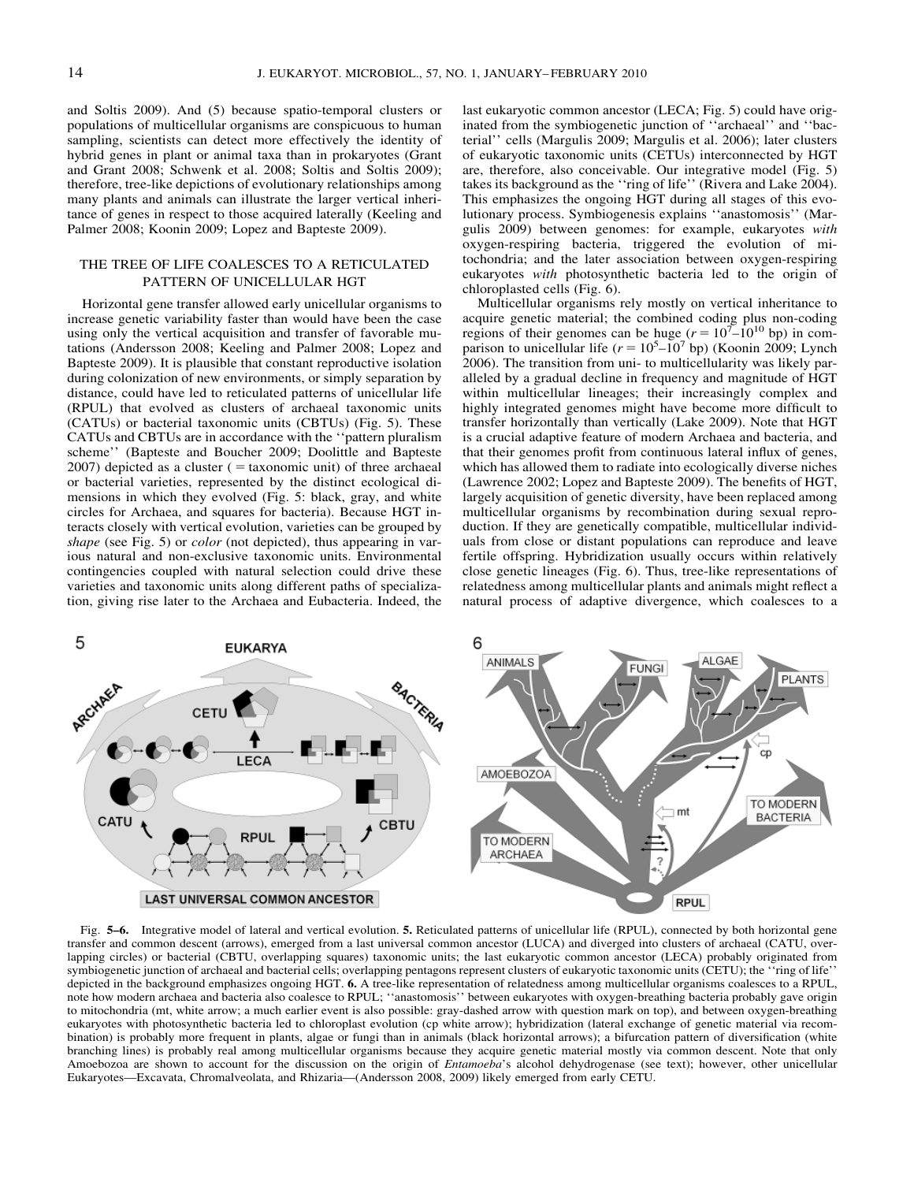and Soltis 2009). And (5) because spatio-temporal clusters or populations of multicellular organisms are conspicuous to human sampling, scientists can detect more effectively the identity of hybrid genes in plant or animal taxa than in prokaryotes (Grant and Grant 2008; Schwenk et al. 2008; Soltis and Soltis 2009); therefore, tree-like depictions of evolutionary relationships among many plants and animals can illustrate the larger vertical inheritance of genes in respect to those acquired laterally (Keeling and Palmer 2008; Koonin 2009; Lopez and Bapteste 2009).

## THE TREE OF LIFE COALESCES TO A RETICULATED PATTERN OF UNICELLULAR HGT

Horizontal gene transfer allowed early unicellular organisms to increase genetic variability faster than would have been the case using only the vertical acquisition and transfer of favorable mutations (Andersson 2008; Keeling and Palmer 2008; Lopez and Bapteste 2009). It is plausible that constant reproductive isolation during colonization of new environments, or simply separation by distance, could have led to reticulated patterns of unicellular life (RPUL) that evolved as clusters of archaeal taxonomic units (CATUs) or bacterial taxonomic units (CBTUs) (Fig. 5). These CATUs and CBTUs are in accordance with the ''pattern pluralism scheme'' (Bapteste and Boucher 2009; Doolittle and Bapteste 2007) depicted as a cluster (= taxonomic unit) of three archaeal or bacterial varieties, represented by the distinct ecological dimensions in which they evolved (Fig. 5: black, gray, and white circles for Archaea, and squares for bacteria). Because HGT interacts closely with vertical evolution, varieties can be grouped by *shape* (see Fig. 5) or *color* (not depicted), thus appearing in various natural and non-exclusive taxonomic units. Environmental contingencies coupled with natural selection could drive these varieties and taxonomic units along different paths of specialization, giving rise later to the Archaea and Eubacteria. Indeed, the last eukaryotic common ancestor (LECA; Fig. 5) could have originated from the symbiogenetic junction of ''archaeal'' and ''bacterial'' cells (Margulis 2009; Margulis et al. 2006); later clusters of eukaryotic taxonomic units (CETUs) interconnected by HGT are, therefore, also conceivable. Our integrative model (Fig. 5) takes its background as the ''ring of life'' (Rivera and Lake 2004). This emphasizes the ongoing HGT during all stages of this evolutionary process. Symbiogenesis explains ''anastomosis'' (Margulis 2009) between genomes: for example, eukaryotes *with* oxygen-respiring bacteria, triggered the evolution of mitochondria; and the later association between oxygen-respiring eukaryotes *with* photosynthetic bacteria led to the origin of chloroplasted cells (Fig. 6).

Multicellular organisms rely mostly on vertical inheritance to acquire genetic material; the combined coding plus non-coding regions of their genomes can be huge ($r = 10^7$–$10^{10}$ bp) in comparison to unicellular life ($r = 10^5$–$10^7$ bp) (Koonin 2009; Lynch 2006). The transition from uni- to multicellularity was likely paralleled by a gradual decline in frequency and magnitude of HGT within multicellular lineages; their increasingly complex and highly integrated genomes might have become more difficult to transfer horizontally than vertically (Lake 2009). Note that HGT is a crucial adaptive feature of modern Archaea and bacteria, and that their genomes profit from continuous lateral influx of genes, which has allowed them to radiate into ecologically diverse niches (Lawrence 2002; Lopez and Bapteste 2009). The benefits of HGT, largely acquisition of genetic diversity, have been replaced among multicellular organisms by recombination during sexual reproduction. If they are genetically compatible, multicellular individuals from close or distant populations can reproduce and leave fertile offspring. Hybridization usually occurs within relatively close genetic lineages (Fig. 6). Thus, tree-like representations of relatedness among multicellular plants and animals might reflect a natural process of adaptive divergence, which coalesces to a

Fig. 5–6. Integrative model of lateral and vertical evolution. **5.** Reticulated patterns of unicellular life (RPUL), connected by both horizontal gene transfer and common descent (arrows), emerged from a last universal common ancestor (LUCA) and diverged into clusters of archaeal (CATU, overlapping circles) or bacterial (CBTU, overlapping squares) taxonomic units; the last eukaryotic common ancestor (LECA) probably originated from symbiogenetic junction of archaeal and bacterial cells; overlapping pentagons represent clusters of eukaryotic taxonomic units (CETU); the ''ring of life'' depicted in the background emphasizes ongoing HGT. **6.** A tree-like representation of relatedness among multicellular organisms coalesces to a RPUL, note how modern archaea and bacteria also coalesce to RPUL; ''anastomosis'' between eukaryotes with oxygen-breathing bacteria probably gave origin to mitochondria (mt, white arrow; a much earlier event is also possible: gray-dashed arrow with question mark on top), and between oxygen-breathing eukaryotes with photosynthetic bacteria led to chloroplast evolution (cp white arrow); hybridization (lateral exchange of genetic material via recombination) is probably more frequent in plants, algae or fungi than in animals (black horizontal arrows); a bifurcation pattern of diversification (white branching lines) is probably real among multicellular organisms because they acquire genetic material mostly via common descent. Note that only Amoebozoa are shown to account for the discussion on the origin of *Entamoeba*'s alcohol dehydrogenase (see text); however, other unicellular Eukaryotes—Excavata, Chromalveolata, and Rhizaria—(Andersson 2008, 2009) likely emerged from early CETU.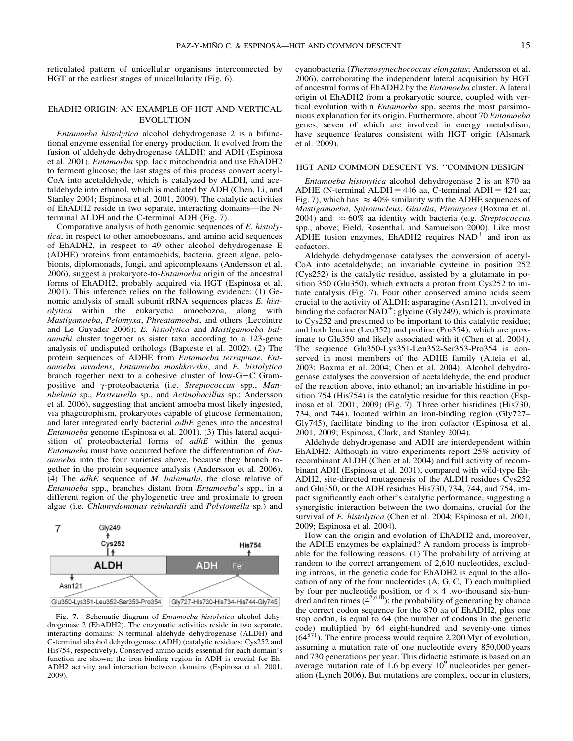reticulated pattern of unicellular organisms interconnected by HGT at the earliest stages of unicellularity (Fig. 6).

## EhADH2 ORIGIN: AN EXAMPLE OF HGT AND VERTICAL EVOLUTION

*Entamoeba histolytica* alcohol dehydrogenase 2 is a bifunctional enzyme essential for energy production. It evolved from the fusion of aldehyde dehydrogenase (ALDH) and ADH (Espinosa et al. 2001). *Entamoeba* spp. lack mitochondria and use EhADH2 to ferment glucose; the last stages of this process convert acetyl-CoA into acetaldehyde, which is catalyzed by ALDH, and acetaldehyde into ethanol, which is mediated by ADH (Chen, Li, and Stanley 2004; Espinosa et al. 2001, 2009). The catalytic activities of EhADH2 reside in two separate, interacting domains—the N-terminal ALDH and the C-terminal ADH (Fig. 7).

Comparative analysis of both genomic sequences of *E. histolytica*, in respect to other amoebozoans, and amino acid sequences of EhADH2, in respect to 49 other alcohol dehydrogenase E (ADHE) proteins from entamoebids, bacteria, green algae, pelobionts, diplomonads, fungi, and apicomplexans (Andersson et al. 2006), suggest a prokaryote-to-*Entamoeba* origin of the ancestral forms of EhADH2, probably acquired via HGT (Espinosa et al. 2001). This inference relies on the following evidence: (1) Genomic analysis of small subunit rRNA sequences places *E. histolytica* within the eukaryotic amoebozoa, along with *Mastigamoeba*, *Pelomyxa*, *Phreatamoeba*, and others (Lecointre and Le Guyader 2006); *E. histolytica* and *Mastigamoeba balamuthi* cluster together as sister taxa according to a 123-gene analysis of undisputed orthologs (Bapteste et al. 2002). (2) The protein sequences of ADHE from *Entamoeba terrapinae*, *Entamoeba invadens*, *Entamoeba moshkovskii*, and *E. histolytica* branch together next to a cohesive cluster of low-G+C Gram-positive and γ-proteobacteria (i.e. *Streptococcus* spp., *Mannhelmia* sp., *Pasteurella* sp., and *Actinobacillus* sp.; Andersson et al. 2006), suggesting that ancient amoeba most likely ingested, via phagotrophism, prokaryotes capable of glucose fermentation, and later integrated early bacterial *adhE* genes into the ancestral *Entamoeba* genome (Espinosa et al. 2001). (3) This lateral acquisition of proteobacterial forms of *adhE* within the genus *Entamoeba* must have occurred before the differentiation of *Entamoeba* into the four varieties above, because they branch together in the protein sequence analysis (Andersson et al. 2006). (4) The *adhE* sequence of *M. balamuthi*, the close relative of *Entamoeba* spp., branches distant from *Entamoeba*'s spp., in a different region of the phylogenetic tree and proximate to green algae (i.e. *Chlamydomonas reinhardii* and *Polytomella* sp.) and cyanobacteria (*Thermosynechococcus elongatus*; Andersson et al. 2006), corroborating the independent lateral acquisition by HGT of ancestral forms of EhADH2 by the *Entamoeba* cluster. A lateral origin of EhADH2 from a prokaryotic source, coupled with vertical evolution within *Entamoeba* spp. seems the most parsimonious explanation for its origin. Furthermore, about 70 *Entamoeba* genes, seven of which are involved in energy metabolism, have sequence features consistent with HGT origin (Alsmark et al. 2009).

Fig. **7.** Schematic diagram of *Entamoeba histolytica* alcohol dehydrogenase 2 (EhADH2). The enzymatic activities reside in two separate, interacting domains: N-terminal aldehyde dehydrogenase (ALDH) and C-terminal alcohol dehydrogenase (ADH) (catalytic residues: Cys252 and His754, respectively). Conserved amino acids essential for each domain's function are shown; the iron-binding region in ADH is crucial for EhADH2 activity and interaction between domains (Espinosa et al. 2001, 2009).

## HGT AND COMMON DESCENT VS. "COMMON DESIGN"

*Entamoeba histolytica* alcohol dehydrogenase 2 is an 870 aa ADHE (N-terminal ALDH = 446 aa, C-terminal ADH = 424 aa; Fig. 7), which has ≈ 40% similarity with the ADHE sequences of *Mastigamoeba*, *Spironucleus*, *Giardia*, *Piromyces* (Boxma et al. 2004) and ≈ 60% aa identity with bacteria (e.g. *Streptococcus* spp., above; Field, Rosenthal, and Samuelson 2000). Like most ADHE fusion enzymes, EhADH2 requires $NAD^+$ and iron as cofactors.

Aldehyde dehydrogenase catalyses the conversion of acetyl-CoA into acetaldehyde; an invariable cysteine in position 252 (Cys252) is the catalytic residue, assisted by a glutamate in position 350 (Glu350), which extracts a proton from Cys252 to initiate catalysis (Fig. 7). Four other conserved amino acids seem crucial to the activity of ALDH: asparagine (Asn121), involved in binding the cofactor $NAD^+$; glycine (Gly249), which is proximate to Cys252 and presumed to be important to this catalytic residue; and both leucine (Leu352) and proline (Pro354), which are proximate to Glu350 and likely associated with it (Chen et al. 2004). The sequence Glu350-Lys351-Leu352-Ser353-Pro354 is conserved in most members of the ADHE family (Atteia et al. 2003; Boxma et al. 2004; Chen et al. 2004). Alcohol dehydrogenase catalyses the conversion of acetaldehyde, the end product of the reaction above, into ethanol; an invariable histidine in position 754 (His754) is the catalytic residue for this reaction (Espinosa et al. 2001, 2009) (Fig. 7). Three other histidines (His730, 734, and 744), located within an iron-binding region (Gly727–Gly745), facilitate binding to the iron cofactor (Espinosa et al. 2001, 2009; Espinosa, Clark, and Stanley 2004).

Aldehyde dehydrogenase and ADH are interdependent within EhADH2. Although in vitro experiments report 25% activity of recombinant ALDH (Chen et al. 2004) and full activity of recombinant ADH (Espinosa et al. 2001), compared with wild-type EhADH2, site-directed mutagenesis of the ALDH residues Cys252 and Glu350, or the ADH residues His730, 734, 744, and 754, impact significantly each other's catalytic performance, suggesting a synergistic interaction between the two domains, crucial for the survival of *E. histolytica* (Chen et al. 2004; Espinosa et al. 2001, 2009; Espinosa et al. 2004).

How can the origin and evolution of EhADH2 and, moreover, the ADHE enzymes be explained? A random process is improbable for the following reasons. (1) The probability of arriving at random to the correct arrangement of 2,610 nucleotides, excluding introns, in the genetic code for EhADH2 is equal to the allocation of any of the four nucleotides (A, G, C, T) each multiplied by four per nucleotide position, or 4 × 4 two-thousand six-hundred and ten times ($4^{2,610}$); the probability of generating by chance the correct codon sequence for the 870 aa of EhADH2, plus one stop codon, is equal to 64 (the number of codons in the genetic code) multiplied by 64 eight-hundred and seventy-one times ($64^{871}$). The entire process would require 2,200 Myr of evolution, assuming a mutation rate of one nucleotide every 850,000 years and 730 generations per year. This didactic estimate is based on an average mutation rate of 1.6 bp every $10^9$ nucleotides per generation (Lynch 2006). But mutations are complex, occur in clusters,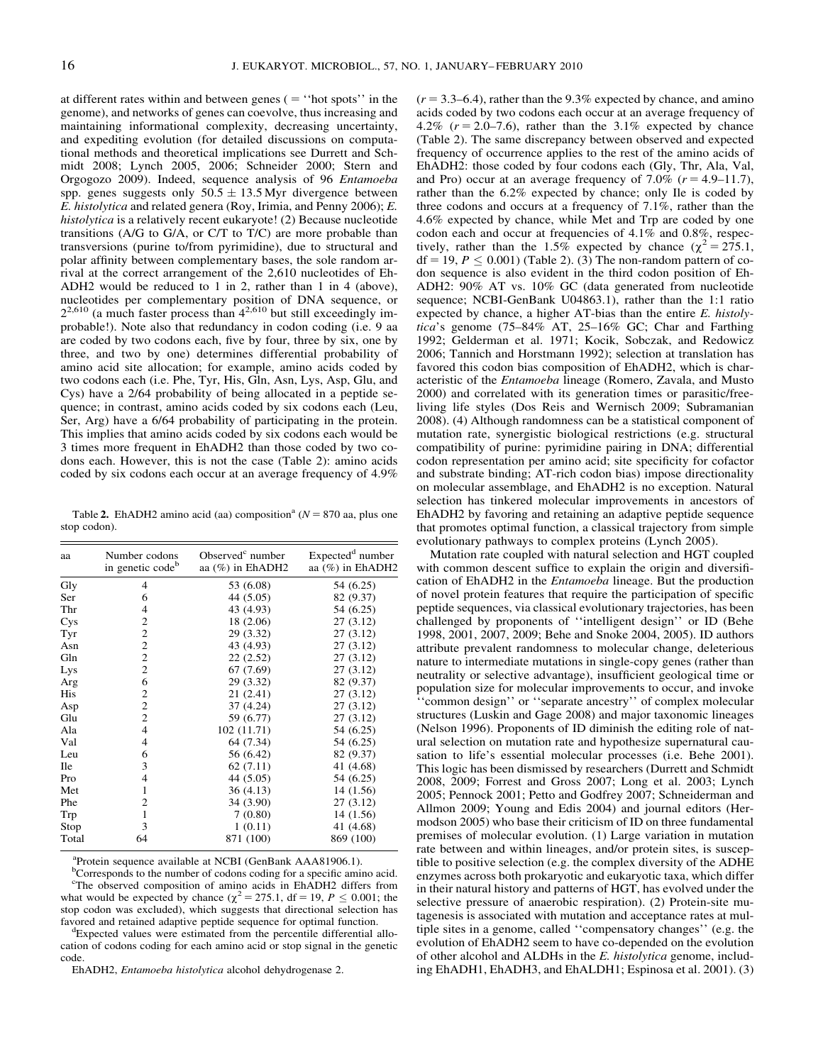at different rates within and between genes ( = ''hot spots'' in the genome), and networks of genes can coevolve, thus increasing and maintaining informational complexity, decreasing uncertainty, and expediting evolution (for detailed discussions on computational methods and theoretical implications see Durrett and Schmidt 2008; Lynch 2005, 2006; Schneider 2000; Stern and Orgogozo 2009). Indeed, sequence analysis of 96 *Entamoeba* spp. genes suggests only $50.5 \pm 13.5$ Myr divergence between *E. histolytica* and related genera (Roy, Irimia, and Penny 2006); *E. histolytica* is a relatively recent eukaryote! (2) Because nucleotide transitions (A/G to G/A, or C/T to T/C) are more probable than transversions (purine to/from pyrimidine), due to structural and polar affinity between complementary bases, the sole random arrival at the correct arrangement of the 2,610 nucleotides of EhADH2 would be reduced to 1 in 2, rather than 1 in 4 (above), nucleotides per complementary position of DNA sequence, or $2^{2,610}$ (a much faster process than $4^{2,610}$ but still exceedingly improbable!). Note also that redundancy in codon coding (i.e. 9 aa are coded by two codons each, five by four, three by six, one by three, and two by one) determines differential probability of amino acid site allocation; for example, amino acids coded by two codons each (i.e. Phe, Tyr, His, Gln, Asn, Lys, Asp, Glu, and Cys) have a 2/64 probability of being allocated in a peptide sequence; in contrast, amino acids coded by six codons each (Leu, Ser, Arg) have a 6/64 probability of participating in the protein. This implies that amino acids coded by six codons each would be 3 times more frequent in EhADH2 than those coded by two codons each. However, this is not the case (Table 2): amino acids coded by six codons each occur at an average frequency of 4.9%

Table **2.** EhADH2 amino acid (aa) composition[a] ($N = 870$ aa, plus one stop codon).

| aa | Number codons in genetic code[b] | Observed[c] number aa (%) in EhADH2 | Expected[d] number aa (%) in EhADH2 |
|---|---|---|---|
| Gly | 4 | 53 (6.08) | 54 (6.25) |
| Ser | 6 | 44 (5.05) | 82 (9.37) |
| Thr | 4 | 43 (4.93) | 54 (6.25) |
| Cys | 2 | 18 (2.06) | 27 (3.12) |
| Tyr | 2 | 29 (3.32) | 27 (3.12) |
| Asn | 2 | 43 (4.93) | 27 (3.12) |
| Gln | 2 | 22 (2.52) | 27 (3.12) |
| Lys | 2 | 67 (7.69) | 27 (3.12) |
| Arg | 6 | 29 (3.32) | 82 (9.37) |
| His | 2 | 21 (2.41) | 27 (3.12) |
| Asp | 2 | 37 (4.24) | 27 (3.12) |
| Glu | 2 | 59 (6.77) | 27 (3.12) |
| Ala | 4 | 102 (11.71) | 54 (6.25) |
| Val | 4 | 64 (7.34) | 54 (6.25) |
| Leu | 6 | 56 (6.42) | 82 (9.37) |
| Ile | 3 | 62 (7.11) | 41 (4.68) |
| Pro | 4 | 44 (5.05) | 54 (6.25) |
| Met | 1 | 36 (4.13) | 14 (1.56) |
| Phe | 2 | 34 (3.90) | 27 (3.12) |
| Trp | 1 | 7 (0.80) | 14 (1.56) |
| Stop | 3 | 1 (0.11) | 41 (4.68) |
| Total | 64 | 871 (100) | 869 (100) |

[a]Protein sequence available at NCBI (GenBank AAA81906.1).

[b]Corresponds to the number of codons coding for a specific amino acid.

[c]The observed composition of amino acids in EhADH2 differs from what would be expected by chance ($\chi^2 = 275.1$, df = 19, $P \leq 0.001$; the stop codon was excluded), which suggests that directional selection has favored and retained adaptive peptide sequence for optimal function.

[d]Expected values were estimated from the percentile differential allocation of codons coding for each amino acid or stop signal in the genetic code.

EhADH2, *Entamoeba histolytica* alcohol dehydrogenase 2.

($r = 3.3$–$6.4$), rather than the 9.3% expected by chance, and amino acids coded by two codons each occur at an average frequency of 4.2% ($r = 2.0$–$7.6$), rather than the 3.1% expected by chance (Table 2). The same discrepancy between observed and expected frequency of occurrence applies to the rest of the amino acids of EhADH2: those coded by four codons each (Gly, Thr, Ala, Val, and Pro) occur at an average frequency of 7.0% ($r = 4.9$–$11.7$), rather than the 6.2% expected by chance; only Ile is coded by three codons and occurs at a frequency of 7.1%, rather than the 4.6% expected by chance, while Met and Trp are coded by one codon each and occur at frequencies of 4.1% and 0.8%, respectively, rather than the 1.5% expected by chance ($\chi^2 = 275.1$, df = 19, $P \leq 0.001$) (Table 2). (3) The non-random pattern of codon sequence is also evident in the third codon position of EhADH2: 90% AT vs. 10% GC (data generated from nucleotide sequence; NCBI-GenBank U04863.1), rather than the 1:1 ratio expected by chance, a higher AT-bias than the entire *E. histolytica*'s genome (75–84% AT, 25–16% GC; Char and Farthing 1992; Gelderman et al. 1971; Kocik, Sobczak, and Redowicz 2006; Tannich and Horstmann 1992); selection at translation has favored this codon bias composition of EhADH2, which is characteristic of the *Entamoeba* lineage (Romero, Zavala, and Musto 2000) and correlated with its generation times or parasitic/free-living life styles (Dos Reis and Wernisch 2009; Subramanian 2008). (4) Although randomness can be a statistical component of mutation rate, synergistic biological restrictions (e.g. structural compatibility of purine: pyrimidine pairing in DNA; differential codon representation per amino acid; site specificity for cofactor and substrate binding; AT-rich codon bias) impose directionality on molecular assemblage, and EhADH2 is no exception. Natural selection has tinkered molecular improvements in ancestors of EhADH2 by favoring and retaining an adaptive peptide sequence that promotes optimal function, a classical trajectory from simple evolutionary pathways to complex proteins (Lynch 2005).

Mutation rate coupled with natural selection and HGT coupled with common descent suffice to explain the origin and diversification of EhADH2 in the *Entamoeba* lineage. But the production of novel protein features that require the participation of specific peptide sequences, via classical evolutionary trajectories, has been challenged by proponents of ''intelligent design'' or ID (Behe 1998, 2001, 2007, 2009; Behe and Snoke 2004, 2005). ID authors attribute prevalent randomness to molecular change, deleterious nature to intermediate mutations in single-copy genes (rather than neutrality or selective advantage), insufficient geological time or population size for molecular improvements to occur, and invoke ''common design'' or ''separate ancestry'' of complex molecular structures (Luskin and Gage 2008) and major taxonomic lineages (Nelson 1996). Proponents of ID diminish the editing role of natural selection on mutation rate and hypothesize supernatural causation to life's essential molecular processes (i.e. Behe 2001). This logic has been dismissed by researchers (Durrett and Schmidt 2008, 2009; Forrest and Gross 2007; Long et al. 2003; Lynch 2005; Pennock 2001; Petto and Godfrey 2007; Schneiderman and Allmon 2009; Young and Edis 2004) and journal editors (Hermodson 2005) who base their criticism of ID on three fundamental premises of molecular evolution. (1) Large variation in mutation rate between and within lineages, and/or protein sites, is susceptible to positive selection (e.g. the complex diversity of the ADHE enzymes across both prokaryotic and eukaryotic taxa, which differ in their natural history and patterns of HGT, has evolved under the selective pressure of anaerobic respiration). (2) Protein-site mutagenesis is associated with mutation and acceptance rates at multiple sites in a genome, called ''compensatory changes'' (e.g. the evolution of EhADH2 seem to have co-depended on the evolution of other alcohol and ALDHs in the *E. histolytica* genome, including EhADH1, EhADH3, and EhALDH1; Espinosa et al. 2001). (3)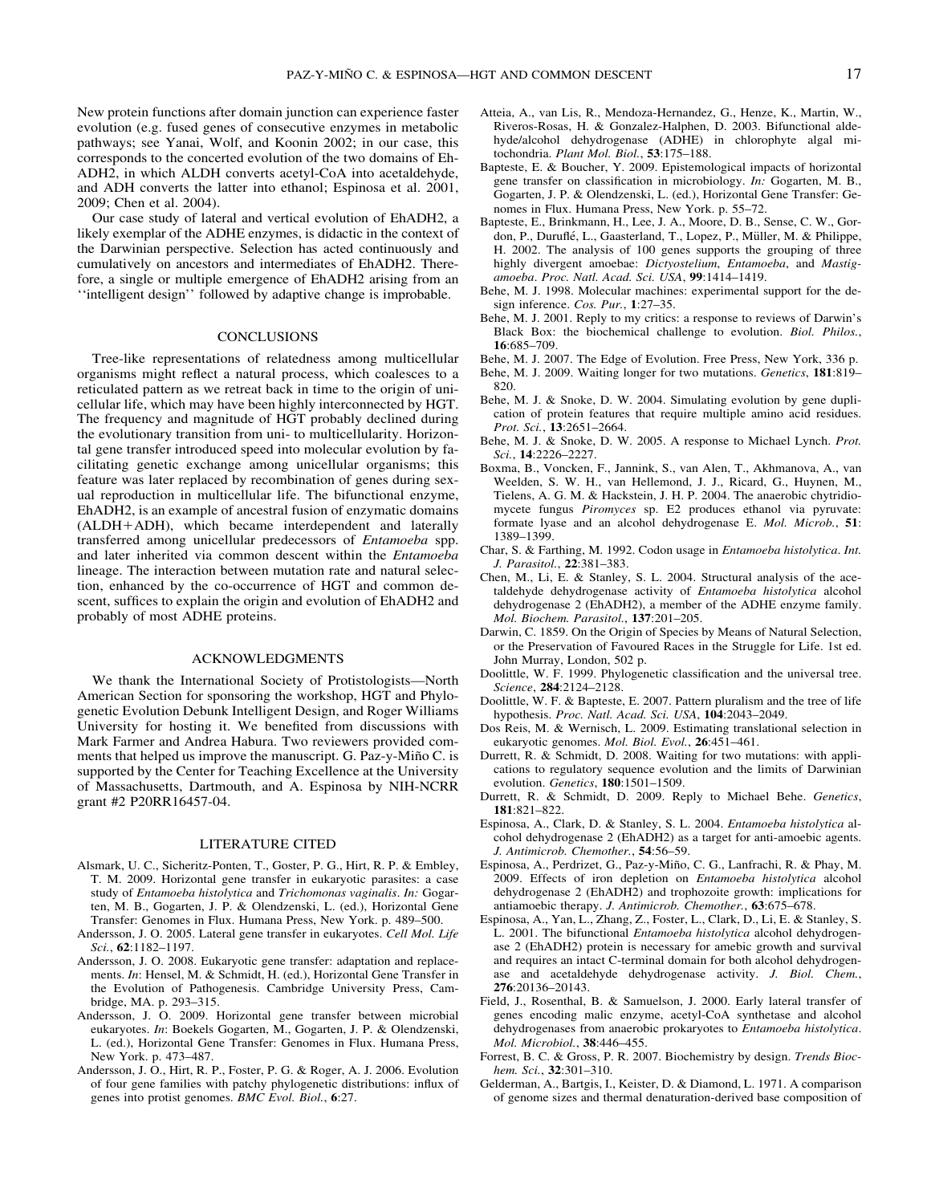New protein functions after domain junction can experience faster evolution (e.g. fused genes of consecutive enzymes in metabolic pathways; see Yanai, Wolf, and Koonin 2002; in our case, this corresponds to the concerted evolution of the two domains of Eh-ADH2, in which ALDH converts acetyl-CoA into acetaldehyde, and ADH converts the latter into ethanol; Espinosa et al. 2001, 2009; Chen et al. 2004).

Our case study of lateral and vertical evolution of EhADH2, a likely exemplar of the ADHE enzymes, is didactic in the context of the Darwinian perspective. Selection has acted continuously and cumulatively on ancestors and intermediates of EhADH2. Therefore, a single or multiple emergence of EhADH2 arising from an ''intelligent design'' followed by adaptive change is improbable.

## CONCLUSIONS

Tree-like representations of relatedness among multicellular organisms might reflect a natural process, which coalesces to a reticulated pattern as we retreat back in time to the origin of unicellular life, which may have been highly interconnected by HGT. The frequency and magnitude of HGT probably declined during the evolutionary transition from uni- to multicellularity. Horizontal gene transfer introduced speed into molecular evolution by facilitating genetic exchange among unicellular organisms; this feature was later replaced by recombination of genes during sexual reproduction in multicellular life. The bifunctional enzyme, EhADH2, is an example of ancestral fusion of enzymatic domains (ALDH+ADH), which became interdependent and laterally transferred among unicellular predecessors of *Entamoeba* spp. and later inherited via common descent within the *Entamoeba* lineage. The interaction between mutation rate and natural selection, enhanced by the co-occurrence of HGT and common descent, suffices to explain the origin and evolution of EhADH2 and probably of most ADHE proteins.

## ACKNOWLEDGMENTS

We thank the International Society of Protistologists—North American Section for sponsoring the workshop, HGT and Phylogenetic Evolution Debunk Intelligent Design, and Roger Williams University for hosting it. We benefited from discussions with Mark Farmer and Andrea Habura. Two reviewers provided comments that helped us improve the manuscript. G. Paz-y-Miño C. is supported by the Center for Teaching Excellence at the University of Massachusetts, Dartmouth, and A. Espinosa by NIH-NCRR grant #2 P20RR16457-04.

## LITERATURE CITED

Alsmark, U. C., Sicheritz-Ponten, T., Goster, P. G., Hirt, R. P. & Embley, T. M. 2009. Horizontal gene transfer in eukaryotic parasites: a case study of *Entamoeba histolytica* and *Trichomonas vaginalis*. *In:* Gogarten, M. B., Gogarten, J. P. & Olendzenski, L. (ed.), Horizontal Gene Transfer: Genomes in Flux. Humana Press, New York. p. 489–500.

Andersson, J. O. 2005. Lateral gene transfer in eukaryotes. *Cell Mol. Life Sci.*, **62**:1182–1197.

Andersson, J. O. 2008. Eukaryotic gene transfer: adaptation and replacements. *In*: Hensel, M. & Schmidt, H. (ed.), Horizontal Gene Transfer in the Evolution of Pathogenesis. Cambridge University Press, Cambridge, MA. p. 293–315.

Andersson, J. O. 2009. Horizontal gene transfer between microbial eukaryotes. *In*: Boekels Gogarten, M., Gogarten, J. P. & Olendzenski, L. (ed.), Horizontal Gene Transfer: Genomes in Flux. Humana Press, New York. p. 473–487.

Andersson, J. O., Hirt, R. P., Foster, P. G. & Roger, A. J. 2006. Evolution of four gene families with patchy phylogenetic distributions: influx of genes into protist genomes. *BMC Evol. Biol.*, **6**:27.

Atteia, A., van Lis, R., Mendoza-Hernandez, G., Henze, K., Martin, W., Riveros-Rosas, H. & Gonzalez-Halphen, D. 2003. Bifunctional aldehyde/alcohol dehydrogenase (ADHE) in chlorophyte algal mitochondria. *Plant Mol. Biol.*, **53**:175–188.

Bapteste, E. & Boucher, Y. 2009. Epistemological impacts of horizontal gene transfer on classification in microbiology. *In:* Gogarten, M. B., Gogarten, J. P. & Olendzenski, L. (ed.), Horizontal Gene Transfer: Genomes in Flux. Humana Press, New York. p. 55–72.

Bapteste, E., Brinkmann, H., Lee, J. A., Moore, D. B., Sense, C. W., Gordon, P., Duruflé, L., Gaasterland, T., Lopez, P., Müller, M. & Philippe, H. 2002. The analysis of 100 genes supports the grouping of three highly divergent amoebae: *Dictyostelium*, *Entamoeba*, and *Mastigamoeba*. *Proc. Natl. Acad. Sci. USA*, **99**:1414–1419.

Behe, M. J. 1998. Molecular machines: experimental support for the design inference. *Cos. Pur.*, **1**:27–35.

Behe, M. J. 2001. Reply to my critics: a response to reviews of Darwin's Black Box: the biochemical challenge to evolution. *Biol. Philos.*, **16**:685–709.

Behe, M. J. 2007. The Edge of Evolution. Free Press, New York, 336 p.

Behe, M. J. 2009. Waiting longer for two mutations. *Genetics*, **181**:819–820.

Behe, M. J. & Snoke, D. W. 2004. Simulating evolution by gene duplication of protein features that require multiple amino acid residues. *Prot. Sci.*, **13**:2651–2664.

Behe, M. J. & Snoke, D. W. 2005. A response to Michael Lynch. *Prot. Sci.*, **14**:2226–2227.

Boxma, B., Voncken, F., Jannink, S., van Alen, T., Akhmanova, A., van Weelden, S. W. H., van Hellemond, J. J., Ricard, G., Huynen, M., Tielens, A. G. M. & Hackstein, J. H. P. 2004. The anaerobic chytridiomycete fungus *Piromyces* sp. E2 produces ethanol via pyruvate: formate lyase and an alcohol dehydrogenase E. *Mol. Microb.*, **51**: 1389–1399.

Char, S. & Farthing, M. 1992. Codon usage in *Entamoeba histolytica*. *Int. J. Parasitol.*, **22**:381–383.

Chen, M., Li, E. & Stanley, S. L. 2004. Structural analysis of the acetaldehyde dehydrogenase activity of *Entamoeba histolytica* alcohol dehydrogenase 2 (EhADH2), a member of the ADHE enzyme family. *Mol. Biochem. Parasitol.*, **137**:201–205.

Darwin, C. 1859. On the Origin of Species by Means of Natural Selection, or the Preservation of Favoured Races in the Struggle for Life. 1st ed. John Murray, London, 502 p.

Doolittle, W. F. 1999. Phylogenetic classification and the universal tree. *Science*, **284**:2124–2128.

Doolittle, W. F. & Bapteste, E. 2007. Pattern pluralism and the tree of life hypothesis. *Proc. Natl. Acad. Sci. USA*, **104**:2043–2049.

Dos Reis, M. & Wernisch, L. 2009. Estimating translational selection in eukaryotic genomes. *Mol. Biol. Evol.*, **26**:451–461.

Durrett, R. & Schmidt, D. 2008. Waiting for two mutations: with applications to regulatory sequence evolution and the limits of Darwinian evolution. *Genetics*, **180**:1501–1509.

Durrett, R. & Schmidt, D. 2009. Reply to Michael Behe. *Genetics*, **181**:821–822.

Espinosa, A., Clark, D. & Stanley, S. L. 2004. *Entamoeba histolytica* alcohol dehydrogenase 2 (EhADH2) as a target for anti-amoebic agents. *J. Antimicrob. Chemother.*, **54**:56–59.

Espinosa, A., Perdrizet, G., Paz-y-Miño, C. G., Lanfrachi, R. & Phay, M. 2009. Effects of iron depletion on *Entamoeba histolytica* alcohol dehydrogenase 2 (EhADH2) and trophozoite growth: implications for antiamoebic therapy. *J. Antimicrob. Chemother.*, **63**:675–678.

Espinosa, A., Yan, L., Zhang, Z., Foster, L., Clark, D., Li, E. & Stanley, S. L. 2001. The bifunctional *Entamoeba histolytica* alcohol dehydrogenase 2 (EhADH2) protein is necessary for amebic growth and survival and requires an intact C-terminal domain for both alcohol dehydrogenase and acetaldehyde dehydrogenase activity. *J. Biol. Chem.*, **276**:20136–20143.

Field, J., Rosenthal, B. & Samuelson, J. 2000. Early lateral transfer of genes encoding malic enzyme, acetyl-CoA synthetase and alcohol dehydrogenases from anaerobic prokaryotes to *Entamoeba histolytica*. *Mol. Microbiol.*, **38**:446–455.

Forrest, B. C. & Gross, P. R. 2007. Biochemistry by design. *Trends Biochem. Sci.*, **32**:301–310.

Gelderman, A., Bartgis, I., Keister, D. & Diamond, L. 1971. A comparison of genome sizes and thermal denaturation-derived base composition of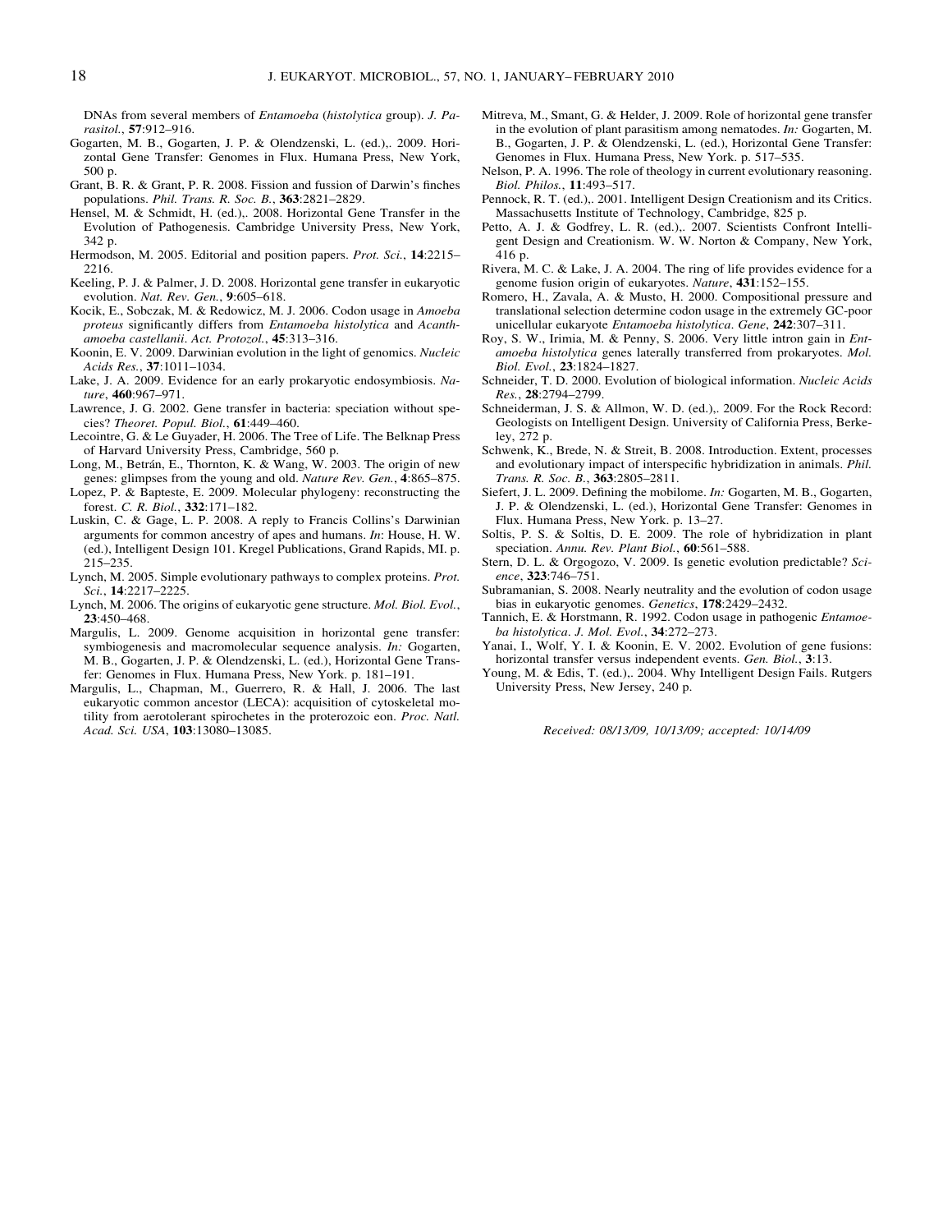DNAs from several members of *Entamoeba* (*histolytica* group). *J. Parasitol.*, **57**:912–916.

Gogarten, M. B., Gogarten, J. P. & Olendzenski, L. (ed.),. 2009. Horizontal Gene Transfer: Genomes in Flux. Humana Press, New York, 500 p.

Grant, B. R. & Grant, P. R. 2008. Fission and fussion of Darwin's finches populations. *Phil. Trans. R. Soc. B.*, **363**:2821–2829.

Hensel, M. & Schmidt, H. (ed.),. 2008. Horizontal Gene Transfer in the Evolution of Pathogenesis. Cambridge University Press, New York, 342 p.

Hermodson, M. 2005. Editorial and position papers. *Prot. Sci.*, **14**:2215–2216.

Keeling, P. J. & Palmer, J. D. 2008. Horizontal gene transfer in eukaryotic evolution. *Nat. Rev. Gen.*, **9**:605–618.

Kocik, E., Sobczak, M. & Redowicz, M. J. 2006. Codon usage in *Amoeba proteus* significantly differs from *Entamoeba histolytica* and *Acanthamoeba castellanii*. *Act. Protozol.*, **45**:313–316.

Koonin, E. V. 2009. Darwinian evolution in the light of genomics. *Nucleic Acids Res.*, **37**:1011–1034.

Lake, J. A. 2009. Evidence for an early prokaryotic endosymbiosis. *Nature*, **460**:967–971.

Lawrence, J. G. 2002. Gene transfer in bacteria: speciation without species? *Theoret. Popul. Biol.*, **61**:449–460.

Lecointre, G. & Le Guyader, H. 2006. The Tree of Life. The Belknap Press of Harvard University Press, Cambridge, 560 p.

Long, M., Betrán, E., Thornton, K. & Wang, W. 2003. The origin of new genes: glimpses from the young and old. *Nature Rev. Gen.*, **4**:865–875.

Lopez, P. & Bapteste, E. 2009. Molecular phylogeny: reconstructing the forest. *C. R. Biol.*, **332**:171–182.

Luskin, C. & Gage, L. P. 2008. A reply to Francis Collins's Darwinian arguments for common ancestry of apes and humans. *In*: House, H. W. (ed.), Intelligent Design 101. Kregel Publications, Grand Rapids, MI. p. 215–235.

Lynch, M. 2005. Simple evolutionary pathways to complex proteins. *Prot. Sci.*, **14**:2217–2225.

Lynch, M. 2006. The origins of eukaryotic gene structure. *Mol. Biol. Evol.*, **23**:450–468.

Margulis, L. 2009. Genome acquisition in horizontal gene transfer: symbiogenesis and macromolecular sequence analysis. *In:* Gogarten, M. B., Gogarten, J. P. & Olendzenski, L. (ed.), Horizontal Gene Transfer: Genomes in Flux. Humana Press, New York. p. 181–191.

Margulis, L., Chapman, M., Guerrero, R. & Hall, J. 2006. The last eukaryotic common ancestor (LECA): acquisition of cytoskeletal motility from aerotolerant spirochetes in the proterozoic eon. *Proc. Natl. Acad. Sci. USA*, **103**:13080–13085.

Mitreva, M., Smant, G. & Helder, J. 2009. Role of horizontal gene transfer in the evolution of plant parasitism among nematodes. *In:* Gogarten, M. B., Gogarten, J. P. & Olendzenski, L. (ed.), Horizontal Gene Transfer: Genomes in Flux. Humana Press, New York. p. 517–535.

Nelson, P. A. 1996. The role of theology in current evolutionary reasoning. *Biol. Philos.*, **11**:493–517.

Pennock, R. T. (ed.),. 2001. Intelligent Design Creationism and its Critics. Massachusetts Institute of Technology, Cambridge, 825 p.

Petto, A. J. & Godfrey, L. R. (ed.),. 2007. Scientists Confront Intelligent Design and Creationism. W. W. Norton & Company, New York, 416 p.

Rivera, M. C. & Lake, J. A. 2004. The ring of life provides evidence for a genome fusion origin of eukaryotes. *Nature*, **431**:152–155.

Romero, H., Zavala, A. & Musto, H. 2000. Compositional pressure and translational selection determine codon usage in the extremely GC-poor unicellular eukaryote *Entamoeba histolytica*. *Gene*, **242**:307–311.

Roy, S. W., Irimia, M. & Penny, S. 2006. Very little intron gain in *Entamoeba histolytica* genes laterally transferred from prokaryotes. *Mol. Biol. Evol.*, **23**:1824–1827.

Schneider, T. D. 2000. Evolution of biological information. *Nucleic Acids Res.*, **28**:2794–2799.

Schneiderman, J. S. & Allmon, W. D. (ed.),. 2009. For the Rock Record: Geologists on Intelligent Design. University of California Press, Berkeley, 272 p.

Schwenk, K., Brede, N. & Streit, B. 2008. Introduction. Extent, processes and evolutionary impact of interspecific hybridization in animals. *Phil. Trans. R. Soc. B.*, **363**:2805–2811.

Siefert, J. L. 2009. Defining the mobilome. *In:* Gogarten, M. B., Gogarten, J. P. & Olendzenski, L. (ed.), Horizontal Gene Transfer: Genomes in Flux. Humana Press, New York. p. 13–27.

Soltis, P. S. & Soltis, D. E. 2009. The role of hybridization in plant speciation. *Annu. Rev. Plant Biol.*, **60**:561–588.

Stern, D. L. & Orgogozo, V. 2009. Is genetic evolution predictable? *Science*, **323**:746–751.

Subramanian, S. 2008. Nearly neutrality and the evolution of codon usage bias in eukaryotic genomes. *Genetics*, **178**:2429–2432.

Tannich, E. & Horstmann, R. 1992. Codon usage in pathogenic *Entamoeba histolytica*. *J. Mol. Evol.*, **34**:272–273.

Yanai, I., Wolf, Y. I. & Koonin, E. V. 2002. Evolution of gene fusions: horizontal transfer versus independent events. *Gen. Biol.*, **3**:13.

Young, M. & Edis, T. (ed.),. 2004. Why Intelligent Design Fails. Rutgers University Press, New Jersey, 240 p.

*Received: 08/13/09, 10/13/09; accepted: 10/14/09*